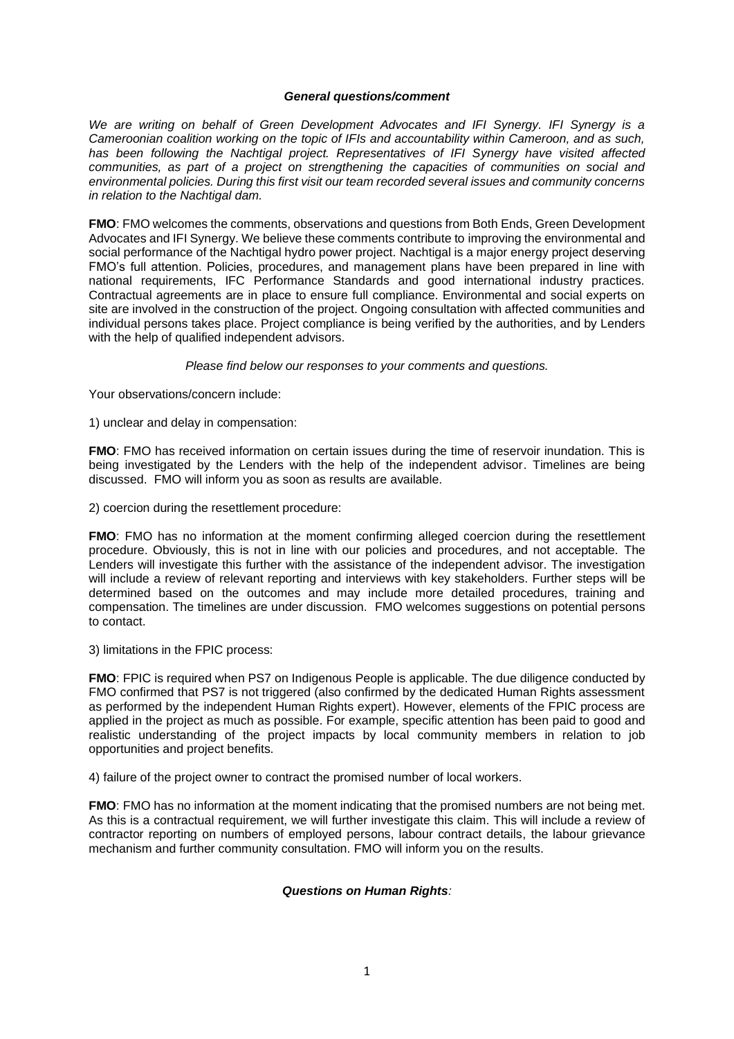***General questions/comment***

*We are writing on behalf of Green Development Advocates and IFI Synergy. IFI Synergy is a Cameroonian coalition working on the topic of IFIs and accountability within Cameroon, and as such, has been following the Nachtigal project. Representatives of IFI Synergy have visited affected communities, as part of a project on strengthening the capacities of communities on social and environmental policies. During this first visit our team recorded several issues and community concerns in relation to the Nachtigal dam.*

**FMO**: FMO welcomes the comments, observations and questions from Both Ends, Green Development Advocates and IFI Synergy. We believe these comments contribute to improving the environmental and social performance of the Nachtigal hydro power project. Nachtigal is a major energy project deserving FMO's full attention. Policies, procedures, and management plans have been prepared in line with national requirements, IFC Performance Standards and good international industry practices. Contractual agreements are in place to ensure full compliance. Environmental and social experts on site are involved in the construction of the project. Ongoing consultation with affected communities and individual persons takes place. Project compliance is being verified by the authorities, and by Lenders with the help of qualified independent advisors.

*Please find below our responses to your comments and questions.*

Your observations/concern include:

1) unclear and delay in compensation:

**FMO**: FMO has received information on certain issues during the time of reservoir inundation. This is being investigated by the Lenders with the help of the independent advisor. Timelines are being discussed. FMO will inform you as soon as results are available.

2) coercion during the resettlement procedure:

**FMO**: FMO has no information at the moment confirming alleged coercion during the resettlement procedure. Obviously, this is not in line with our policies and procedures, and not acceptable. The Lenders will investigate this further with the assistance of the independent advisor. The investigation will include a review of relevant reporting and interviews with key stakeholders. Further steps will be determined based on the outcomes and may include more detailed procedures, training and compensation. The timelines are under discussion. FMO welcomes suggestions on potential persons to contact.

3) limitations in the FPIC process:

**FMO**: FPIC is required when PS7 on Indigenous People is applicable. The due diligence conducted by FMO confirmed that PS7 is not triggered (also confirmed by the dedicated Human Rights assessment as performed by the independent Human Rights expert). However, elements of the FPIC process are applied in the project as much as possible. For example, specific attention has been paid to good and realistic understanding of the project impacts by local community members in relation to job opportunities and project benefits.

4) failure of the project owner to contract the promised number of local workers.

**FMO**: FMO has no information at the moment indicating that the promised numbers are not being met. As this is a contractual requirement, we will further investigate this claim. This will include a review of contractor reporting on numbers of employed persons, labour contract details, the labour grievance mechanism and further community consultation. FMO will inform you on the results.

***Questions on Human Rights:***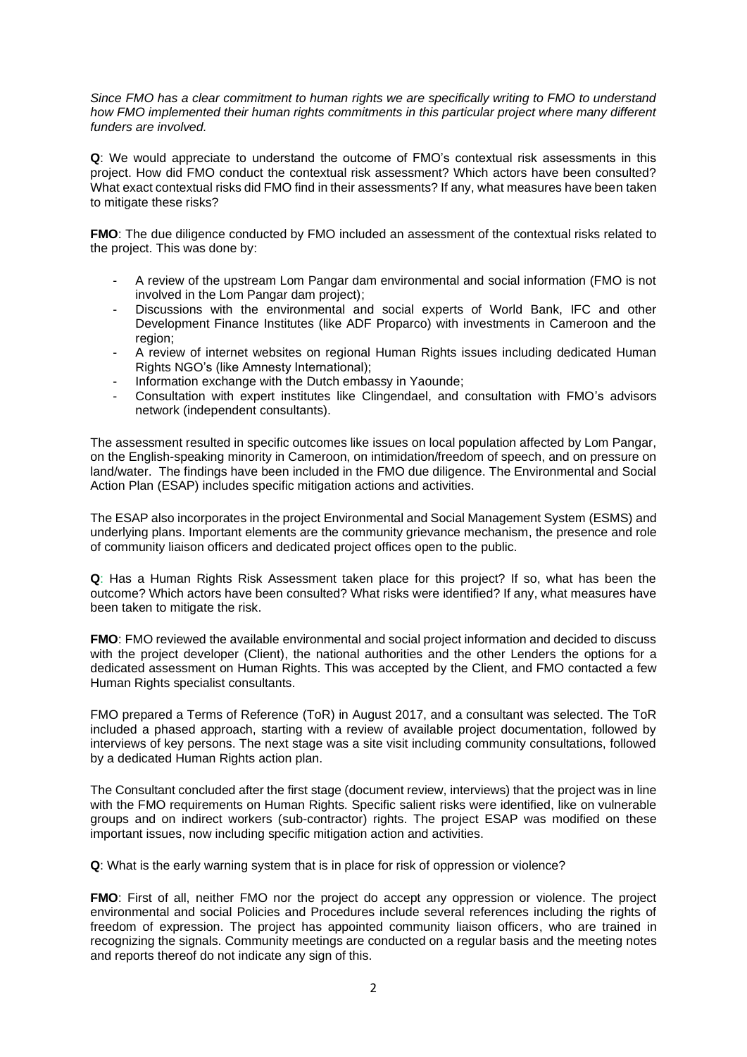*Since FMO has a clear commitment to human rights we are specifically writing to FMO to understand how FMO implemented their human rights commitments in this particular project where many different funders are involved.*

**Q**: We would appreciate to understand the outcome of FMO's contextual risk assessments in this project. How did FMO conduct the contextual risk assessment? Which actors have been consulted? What exact contextual risks did FMO find in their assessments? If any, what measures have been taken to mitigate these risks?

**FMO**: The due diligence conducted by FMO included an assessment of the contextual risks related to the project. This was done by:

- A review of the upstream Lom Pangar dam environmental and social information (FMO is not involved in the Lom Pangar dam project);
- Discussions with the environmental and social experts of World Bank, IFC and other Development Finance Institutes (like ADF Proparco) with investments in Cameroon and the region;
- A review of internet websites on regional Human Rights issues including dedicated Human Rights NGO's (like Amnesty International);
- Information exchange with the Dutch embassy in Yaounde;
- Consultation with expert institutes like Clingendael, and consultation with FMO's advisors network (independent consultants).

The assessment resulted in specific outcomes like issues on local population affected by Lom Pangar, on the English-speaking minority in Cameroon, on intimidation/freedom of speech, and on pressure on land/water. The findings have been included in the FMO due diligence. The Environmental and Social Action Plan (ESAP) includes specific mitigation actions and activities.

The ESAP also incorporates in the project Environmental and Social Management System (ESMS) and underlying plans. Important elements are the community grievance mechanism, the presence and role of community liaison officers and dedicated project offices open to the public.

**Q**: Has a Human Rights Risk Assessment taken place for this project? If so, what has been the outcome? Which actors have been consulted? What risks were identified? If any, what measures have been taken to mitigate the risk.

**FMO**: FMO reviewed the available environmental and social project information and decided to discuss with the project developer (Client), the national authorities and the other Lenders the options for a dedicated assessment on Human Rights. This was accepted by the Client, and FMO contacted a few Human Rights specialist consultants.

FMO prepared a Terms of Reference (ToR) in August 2017, and a consultant was selected. The ToR included a phased approach, starting with a review of available project documentation, followed by interviews of key persons. The next stage was a site visit including community consultations, followed by a dedicated Human Rights action plan.

The Consultant concluded after the first stage (document review, interviews) that the project was in line with the FMO requirements on Human Rights. Specific salient risks were identified, like on vulnerable groups and on indirect workers (sub-contractor) rights. The project ESAP was modified on these important issues, now including specific mitigation action and activities.

**Q**: What is the early warning system that is in place for risk of oppression or violence?

**FMO**: First of all, neither FMO nor the project do accept any oppression or violence. The project environmental and social Policies and Procedures include several references including the rights of freedom of expression. The project has appointed community liaison officers, who are trained in recognizing the signals. Community meetings are conducted on a regular basis and the meeting notes and reports thereof do not indicate any sign of this.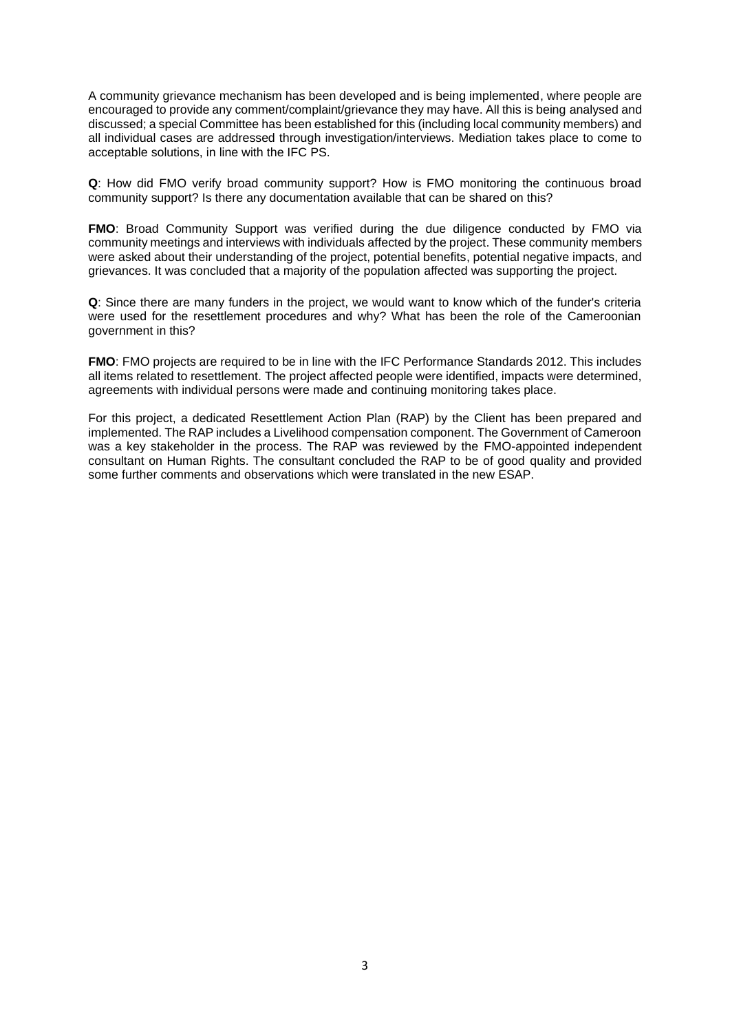A community grievance mechanism has been developed and is being implemented, where people are encouraged to provide any comment/complaint/grievance they may have. All this is being analysed and discussed; a special Committee has been established for this (including local community members) and all individual cases are addressed through investigation/interviews. Mediation takes place to come to acceptable solutions, in line with the IFC PS.

**Q**: How did FMO verify broad community support? How is FMO monitoring the continuous broad community support? Is there any documentation available that can be shared on this?

**FMO**: Broad Community Support was verified during the due diligence conducted by FMO via community meetings and interviews with individuals affected by the project. These community members were asked about their understanding of the project, potential benefits, potential negative impacts, and grievances. It was concluded that a majority of the population affected was supporting the project.

**Q**: Since there are many funders in the project, we would want to know which of the funder's criteria were used for the resettlement procedures and why? What has been the role of the Cameroonian government in this?

**FMO**: FMO projects are required to be in line with the IFC Performance Standards 2012. This includes all items related to resettlement. The project affected people were identified, impacts were determined, agreements with individual persons were made and continuing monitoring takes place.

For this project, a dedicated Resettlement Action Plan (RAP) by the Client has been prepared and implemented. The RAP includes a Livelihood compensation component. The Government of Cameroon was a key stakeholder in the process. The RAP was reviewed by the FMO-appointed independent consultant on Human Rights. The consultant concluded the RAP to be of good quality and provided some further comments and observations which were translated in the new ESAP.